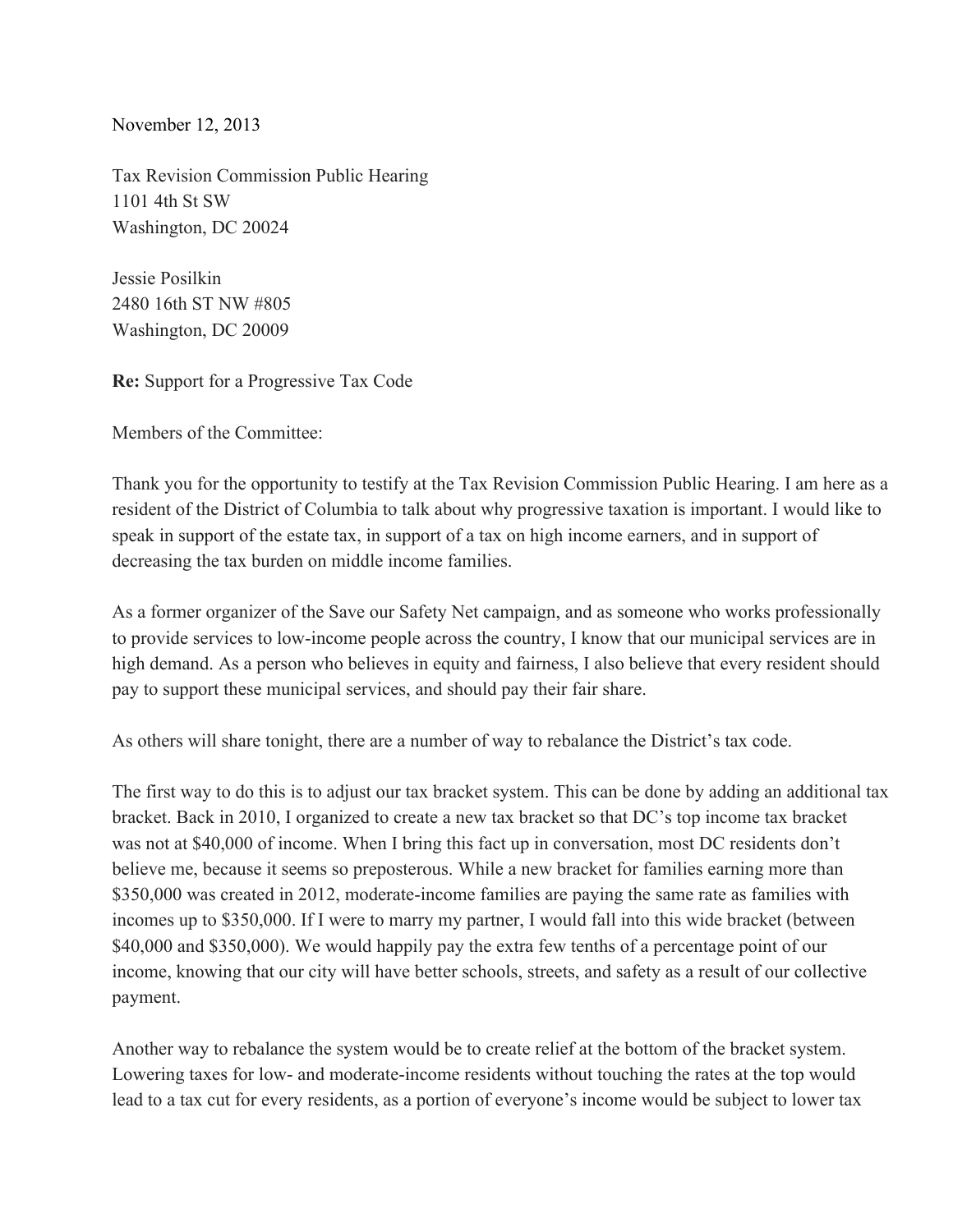November 12, 2013

Tax Revision Commission Public Hearing
1101 4th St SW
Washington, DC 20024

Jessie Posilkin
2480 16th ST NW #805
Washington, DC 20009

**Re:** Support for a Progressive Tax Code

Members of the Committee:

Thank you for the opportunity to testify at the Tax Revision Commission Public Hearing. I am here as a resident of the District of Columbia to talk about why progressive taxation is important. I would like to speak in support of the estate tax, in support of a tax on high income earners, and in support of decreasing the tax burden on middle income families.

As a former organizer of the Save our Safety Net campaign, and as someone who works professionally to provide services to low-income people across the country, I know that our municipal services are in high demand. As a person who believes in equity and fairness, I also believe that every resident should pay to support these municipal services, and should pay their fair share.

As others will share tonight, there are a number of way to rebalance the District's tax code.

The first way to do this is to adjust our tax bracket system. This can be done by adding an additional tax bracket. Back in 2010, I organized to create a new tax bracket so that DC's top income tax bracket was not at $40,000 of income. When I bring this fact up in conversation, most DC residents don't believe me, because it seems so preposterous. While a new bracket for families earning more than $350,000 was created in 2012, moderate-income families are paying the same rate as families with incomes up to $350,000. If I were to marry my partner, I would fall into this wide bracket (between $40,000 and $350,000). We would happily pay the extra few tenths of a percentage point of our income, knowing that our city will have better schools, streets, and safety as a result of our collective payment.

Another way to rebalance the system would be to create relief at the bottom of the bracket system. Lowering taxes for low- and moderate-income residents without touching the rates at the top would lead to a tax cut for every residents, as a portion of everyone's income would be subject to lower tax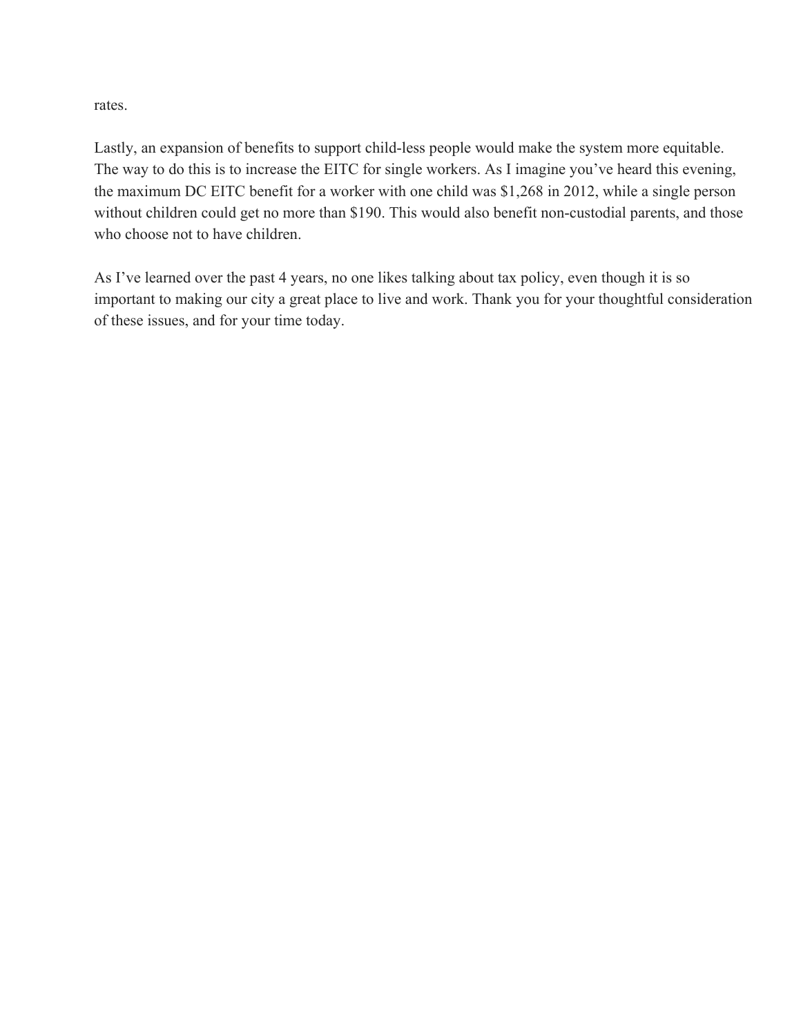rates.

Lastly, an expansion of benefits to support child-less people would make the system more equitable. The way to do this is to increase the EITC for single workers. As I imagine you've heard this evening, the maximum DC EITC benefit for a worker with one child was $1,268 in 2012, while a single person without children could get no more than $190. This would also benefit non-custodial parents, and those who choose not to have children.

As I've learned over the past 4 years, no one likes talking about tax policy, even though it is so important to making our city a great place to live and work. Thank you for your thoughtful consideration of these issues, and for your time today.